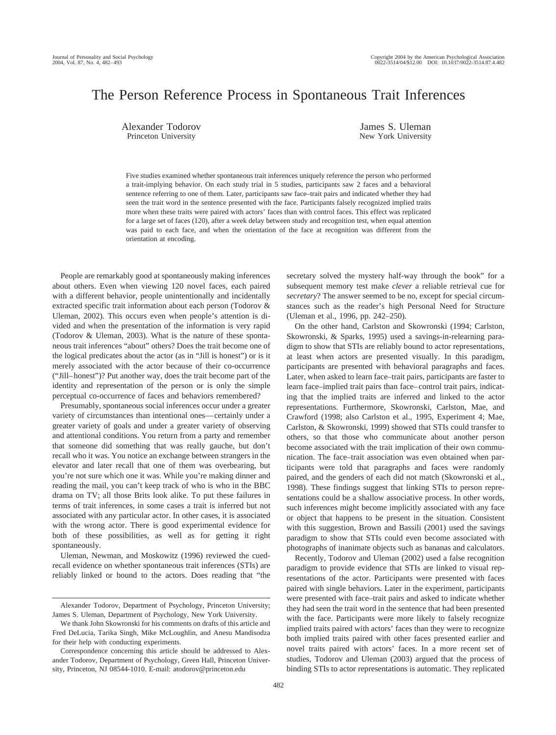# The Person Reference Process in Spontaneous Trait Inferences

Alexander Todorov
Princeton University

James S. Uleman
New York University

Five studies examined whether spontaneous trait inferences uniquely reference the person who performed a trait-implying behavior. On each study trial in 5 studies, participants saw 2 faces and a behavioral sentence referring to one of them. Later, participants saw face–trait pairs and indicated whether they had seen the trait word in the sentence presented with the face. Participants falsely recognized implied traits more when these traits were paired with actors' faces than with control faces. This effect was replicated for a large set of faces (120), after a week delay between study and recognition test, when equal attention was paid to each face, and when the orientation of the face at recognition was different from the orientation at encoding.

People are remarkably good at spontaneously making inferences about others. Even when viewing 120 novel faces, each paired with a different behavior, people unintentionally and incidentally extracted specific trait information about each person (Todorov & Uleman, 2002). This occurs even when people's attention is divided and when the presentation of the information is very rapid (Todorov & Uleman, 2003). What is the nature of these spontaneous trait inferences "about" others? Does the trait become one of the logical predicates about the actor (as in "Jill is honest") or is it merely associated with the actor because of their co-occurrence ("Jill–honest")? Put another way, does the trait become part of the identity and representation of the person or is only the simple perceptual co-occurrence of faces and behaviors remembered?

Presumably, spontaneous social inferences occur under a greater variety of circumstances than intentional ones—certainly under a greater variety of goals and under a greater variety of observing and attentional conditions. You return from a party and remember that someone did something that was really gauche, but don't recall who it was. You notice an exchange between strangers in the elevator and later recall that one of them was overbearing, but you're not sure which one it was. While you're making dinner and reading the mail, you can't keep track of who is who in the BBC drama on TV; all those Brits look alike. To put these failures in terms of trait inferences, in some cases a trait is inferred but not associated with any particular actor. In other cases, it is associated with the wrong actor. There is good experimental evidence for both of these possibilities, as well as for getting it right spontaneously.

Uleman, Newman, and Moskowitz (1996) reviewed the cued-recall evidence on whether spontaneous trait inferences (STIs) are reliably linked or bound to the actors. Does reading that "the secretary solved the mystery half-way through the book" for a subsequent memory test make *clever* a reliable retrieval cue for *secretary*? The answer seemed to be no, except for special circumstances such as the reader's high Personal Need for Structure (Uleman et al., 1996, pp. 242–250).

On the other hand, Carlston and Skowronski (1994; Carlston, Skowronski, & Sparks, 1995) used a savings-in-relearning paradigm to show that STIs are reliably bound to actor representations, at least when actors are presented visually. In this paradigm, participants are presented with behavioral paragraphs and faces. Later, when asked to learn face–trait pairs, participants are faster to learn face–implied trait pairs than face–control trait pairs, indicating that the implied traits are inferred and linked to the actor representations. Furthermore, Skowronski, Carlston, Mae, and Crawford (1998; also Carlston et al., 1995, Experiment 4; Mae, Carlston, & Skowronski, 1999) showed that STIs could transfer to others, so that those who communicate about another person become associated with the trait implication of their own communication. The face–trait association was even obtained when participants were told that paragraphs and faces were randomly paired, and the genders of each did not match (Skowronski et al., 1998). These findings suggest that linking STIs to person representations could be a shallow associative process. In other words, such inferences might become implicitly associated with any face or object that happens to be present in the situation. Consistent with this suggestion, Brown and Bassili (2001) used the savings paradigm to show that STIs could even become associated with photographs of inanimate objects such as bananas and calculators.

Recently, Todorov and Uleman (2002) used a false recognition paradigm to provide evidence that STIs are linked to visual representations of the actor. Participants were presented with faces paired with single behaviors. Later in the experiment, participants were presented with face–trait pairs and asked to indicate whether they had seen the trait word in the sentence that had been presented with the face. Participants were more likely to falsely recognize implied traits paired with actors' faces than they were to recognize both implied traits paired with other faces presented earlier and novel traits paired with actors' faces. In a more recent set of studies, Todorov and Uleman (2003) argued that the process of binding STIs to actor representations is automatic. They replicated

Alexander Todorov, Department of Psychology, Princeton University; James S. Uleman, Department of Psychology, New York University.

We thank John Skowronski for his comments on drafts of this article and Fred DeLucia, Tarika Singh, Mike McLoughlin, and Anesu Mandisodza for their help with conducting experiments.

Correspondence concerning this article should be addressed to Alexander Todorov, Department of Psychology, Green Hall, Princeton University, Princeton, NJ 08544-1010. E-mail: atodorov@princeton.edu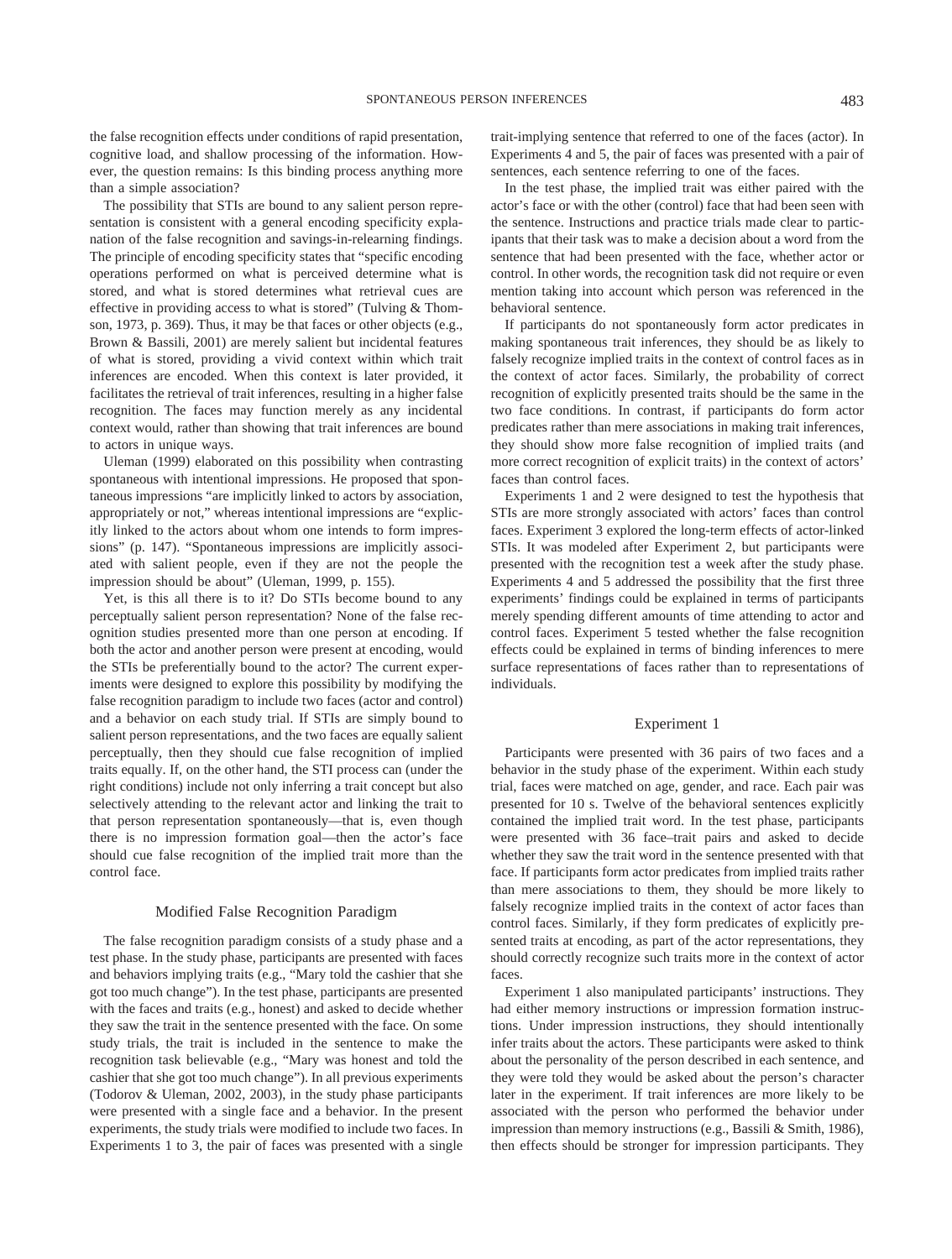the false recognition effects under conditions of rapid presentation, cognitive load, and shallow processing of the information. However, the question remains: Is this binding process anything more than a simple association?

The possibility that STIs are bound to any salient person representation is consistent with a general encoding specificity explanation of the false recognition and savings-in-relearning findings. The principle of encoding specificity states that "specific encoding operations performed on what is perceived determine what is stored, and what is stored determines what retrieval cues are effective in providing access to what is stored" (Tulving & Thomson, 1973, p. 369). Thus, it may be that faces or other objects (e.g., Brown & Bassili, 2001) are merely salient but incidental features of what is stored, providing a vivid context within which trait inferences are encoded. When this context is later provided, it facilitates the retrieval of trait inferences, resulting in a higher false recognition. The faces may function merely as any incidental context would, rather than showing that trait inferences are bound to actors in unique ways.

Uleman (1999) elaborated on this possibility when contrasting spontaneous with intentional impressions. He proposed that spontaneous impressions "are implicitly linked to actors by association, appropriately or not," whereas intentional impressions are "explicitly linked to the actors about whom one intends to form impressions" (p. 147). "Spontaneous impressions are implicitly associated with salient people, even if they are not the people the impression should be about" (Uleman, 1999, p. 155).

Yet, is this all there is to it? Do STIs become bound to any perceptually salient person representation? None of the false recognition studies presented more than one person at encoding. If both the actor and another person were present at encoding, would the STIs be preferentially bound to the actor? The current experiments were designed to explore this possibility by modifying the false recognition paradigm to include two faces (actor and control) and a behavior on each study trial. If STIs are simply bound to salient person representations, and the two faces are equally salient perceptually, then they should cue false recognition of implied traits equally. If, on the other hand, the STI process can (under the right conditions) include not only inferring a trait concept but also selectively attending to the relevant actor and linking the trait to that person representation spontaneously—that is, even though there is no impression formation goal—then the actor's face should cue false recognition of the implied trait more than the control face.

## Modified False Recognition Paradigm

The false recognition paradigm consists of a study phase and a test phase. In the study phase, participants are presented with faces and behaviors implying traits (e.g., "Mary told the cashier that she got too much change"). In the test phase, participants are presented with the faces and traits (e.g., honest) and asked to decide whether they saw the trait in the sentence presented with the face. On some study trials, the trait is included in the sentence to make the recognition task believable (e.g., "Mary was honest and told the cashier that she got too much change"). In all previous experiments (Todorov & Uleman, 2002, 2003), in the study phase participants were presented with a single face and a behavior. In the present experiments, the study trials were modified to include two faces. In Experiments 1 to 3, the pair of faces was presented with a single trait-implying sentence that referred to one of the faces (actor). In Experiments 4 and 5, the pair of faces was presented with a pair of sentences, each sentence referring to one of the faces.

In the test phase, the implied trait was either paired with the actor's face or with the other (control) face that had been seen with the sentence. Instructions and practice trials made clear to participants that their task was to make a decision about a word from the sentence that had been presented with the face, whether actor or control. In other words, the recognition task did not require or even mention taking into account which person was referenced in the behavioral sentence.

If participants do not spontaneously form actor predicates in making spontaneous trait inferences, they should be as likely to falsely recognize implied traits in the context of control faces as in the context of actor faces. Similarly, the probability of correct recognition of explicitly presented traits should be the same in the two face conditions. In contrast, if participants do form actor predicates rather than mere associations in making trait inferences, they should show more false recognition of implied traits (and more correct recognition of explicit traits) in the context of actors' faces than control faces.

Experiments 1 and 2 were designed to test the hypothesis that STIs are more strongly associated with actors' faces than control faces. Experiment 3 explored the long-term effects of actor-linked STIs. It was modeled after Experiment 2, but participants were presented with the recognition test a week after the study phase. Experiments 4 and 5 addressed the possibility that the first three experiments' findings could be explained in terms of participants merely spending different amounts of time attending to actor and control faces. Experiment 5 tested whether the false recognition effects could be explained in terms of binding inferences to mere surface representations of faces rather than to representations of individuals.

## Experiment 1

Participants were presented with 36 pairs of two faces and a behavior in the study phase of the experiment. Within each study trial, faces were matched on age, gender, and race. Each pair was presented for 10 s. Twelve of the behavioral sentences explicitly contained the implied trait word. In the test phase, participants were presented with 36 face–trait pairs and asked to decide whether they saw the trait word in the sentence presented with that face. If participants form actor predicates from implied traits rather than mere associations to them, they should be more likely to falsely recognize implied traits in the context of actor faces than control faces. Similarly, if they form predicates of explicitly presented traits at encoding, as part of the actor representations, they should correctly recognize such traits more in the context of actor faces.

Experiment 1 also manipulated participants' instructions. They had either memory instructions or impression formation instructions. Under impression instructions, they should intentionally infer traits about the actors. These participants were asked to think about the personality of the person described in each sentence, and they were told they would be asked about the person's character later in the experiment. If trait inferences are more likely to be associated with the person who performed the behavior under impression than memory instructions (e.g., Bassili & Smith, 1986), then effects should be stronger for impression participants. They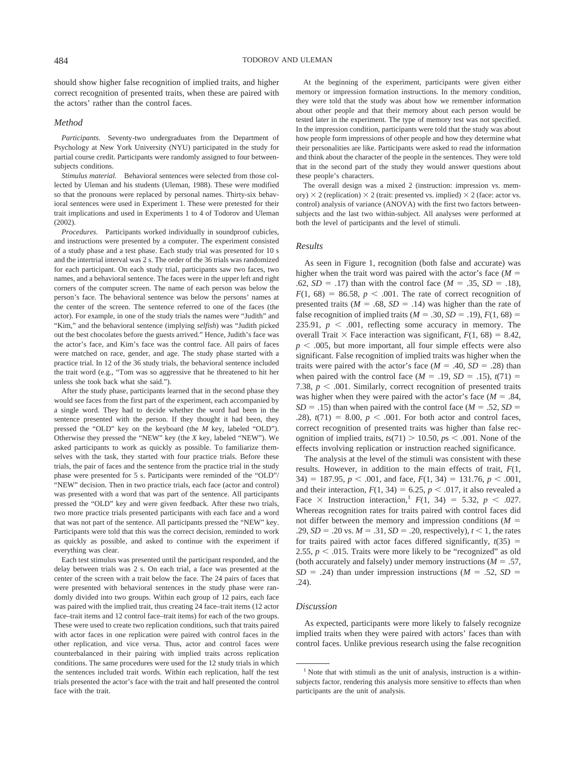should show higher false recognition of implied traits, and higher correct recognition of presented traits, when these are paired with the actors' rather than the control faces.

### Method

*Participants.* Seventy-two undergraduates from the Department of Psychology at New York University (NYU) participated in the study for partial course credit. Participants were randomly assigned to four between-subjects conditions.

*Stimulus material.* Behavioral sentences were selected from those collected by Uleman and his students (Uleman, 1988). These were modified so that the pronouns were replaced by personal names. Thirty-six behavioral sentences were used in Experiment 1. These were pretested for their trait implications and used in Experiments 1 to 4 of Todorov and Uleman (2002).

*Procedures.* Participants worked individually in soundproof cubicles, and instructions were presented by a computer. The experiment consisted of a study phase and a test phase. Each study trial was presented for 10 s and the intertrial interval was 2 s. The order of the 36 trials was randomized for each participant. On each study trial, participants saw two faces, two names, and a behavioral sentence. The faces were in the upper left and right corners of the computer screen. The name of each person was below the person's face. The behavioral sentence was below the persons' names at the center of the screen. The sentence referred to one of the faces (the actor). For example, in one of the study trials the names were "Judith" and "Kim," and the behavioral sentence (implying *selfish*) was "Judith picked out the best chocolates before the guests arrived." Hence, Judith's face was the actor's face, and Kim's face was the control face. All pairs of faces were matched on race, gender, and age. The study phase started with a practice trial. In 12 of the 36 study trials, the behavioral sentence included the trait word (e.g., "Tom was so aggressive that he threatened to hit her unless she took back what she said.").

After the study phase, participants learned that in the second phase they would see faces from the first part of the experiment, each accompanied by a single word. They had to decide whether the word had been in the sentence presented with the person. If they thought it had been, they pressed the "OLD" key on the keyboard (the *M* key, labeled "OLD"). Otherwise they pressed the "NEW" key (the *X* key, labeled "NEW"). We asked participants to work as quickly as possible. To familiarize themselves with the task, they started with four practice trials. Before these trials, the pair of faces and the sentence from the practice trial in the study phase were presented for 5 s. Participants were reminded of the "OLD"/"NEW" decision. Then in two practice trials, each face (actor and control) was presented with a word that was part of the sentence. All participants pressed the "OLD" key and were given feedback. After these two trials, two more practice trials presented participants with each face and a word that was not part of the sentence. All participants pressed the "NEW" key. Participants were told that this was the correct decision, reminded to work as quickly as possible, and asked to continue with the experiment if everything was clear.

Each test stimulus was presented until the participant responded, and the delay between trials was 2 s. On each trial, a face was presented at the center of the screen with a trait below the face. The 24 pairs of faces that were presented with behavioral sentences in the study phase were randomly divided into two groups. Within each group of 12 pairs, each face was paired with the implied trait, thus creating 24 face–trait items (12 actor face–trait items and 12 control face–trait items) for each of the two groups. These were used to create two replication conditions, such that traits paired with actor faces in one replication were paired with control faces in the other replication, and vice versa. Thus, actor and control faces were counterbalanced in their pairing with implied traits across replication conditions. The same procedures were used for the 12 study trials in which the sentences included trait words. Within each replication, half the test trials presented the actor's face with the trait and half presented the control face with the trait.

At the beginning of the experiment, participants were given either memory or impression formation instructions. In the memory condition, they were told that the study was about how we remember information about other people and that their memory about each person would be tested later in the experiment. The type of memory test was not specified. In the impression condition, participants were told that the study was about how people form impressions of other people and how they determine what their personalities are like. Participants were asked to read the information and think about the character of the people in the sentences. They were told that in the second part of the study they would answer questions about these people's characters.

The overall design was a mixed 2 (instruction: impression vs. memory) × 2 (replication) × 2 (trait: presented vs. implied) × 2 (face: actor vs. control) analysis of variance (ANOVA) with the first two factors between-subjects and the last two within-subject. All analyses were performed at both the level of participants and the level of stimuli.

### Results

As seen in Figure 1, recognition (both false and accurate) was higher when the trait word was paired with the actor's face ($M = .62$, $SD = .17$) than with the control face ($M = .35$, $SD = .18$), $F(1, 68) = 86.58$, $p < .001$. The rate of correct recognition of presented traits ($M = .68$, $SD = .14$) was higher than the rate of false recognition of implied traits ($M = .30$, $SD = .19$), $F(1, 68) = 235.91$, $p < .001$, reflecting some accuracy in memory. The overall Trait × Face interaction was significant, $F(1, 68) = 8.42$, $p < .005$, but more important, all four simple effects were also significant. False recognition of implied traits was higher when the traits were paired with the actor's face ($M = .40$, $SD = .28$) than when paired with the control face ($M = .19$, $SD = .15$), $t(71) = 7.38$, $p < .001$. Similarly, correct recognition of presented traits was higher when they were paired with the actor's face ($M = .84$, $SD = .15$) than when paired with the control face ($M = .52$, $SD = .28$), $t(71) = 8.00$, $p < .001$. For both actor and control faces, correct recognition of presented traits was higher than false recognition of implied traits, $ts(71) > 10.50$, $ps < .001$. None of the effects involving replication or instruction reached significance.

The analysis at the level of the stimuli was consistent with these results. However, in addition to the main effects of trait, $F(1, 34) = 187.95$, $p < .001$, and face, $F(1, 34) = 131.76$, $p < .001$, and their interaction, $F(1, 34) = 6.25$, $p < .017$, it also revealed a Face × Instruction interaction,[1] $F(1, 34) = 5.32$, $p < .027$. Whereas recognition rates for traits paired with control faces did not differ between the memory and impression conditions ($M = .29$, $SD = .20$ vs. $M = .31$, $SD = .20$, respectively), $t < 1$, the rates for traits paired with actor faces differed significantly, $t(35) = 2.55$, $p < .015$. Traits were more likely to be "recognized" as old (both accurately and falsely) under memory instructions ($M = .57$, $SD = .24$) than under impression instructions ($M = .52$, $SD = .24$).

### Discussion

As expected, participants were more likely to falsely recognize implied traits when they were paired with actors' faces than with control faces. Unlike previous research using the false recognition

[1] Note that with stimuli as the unit of analysis, instruction is a within-subjects factor, rendering this analysis more sensitive to effects than when participants are the unit of analysis.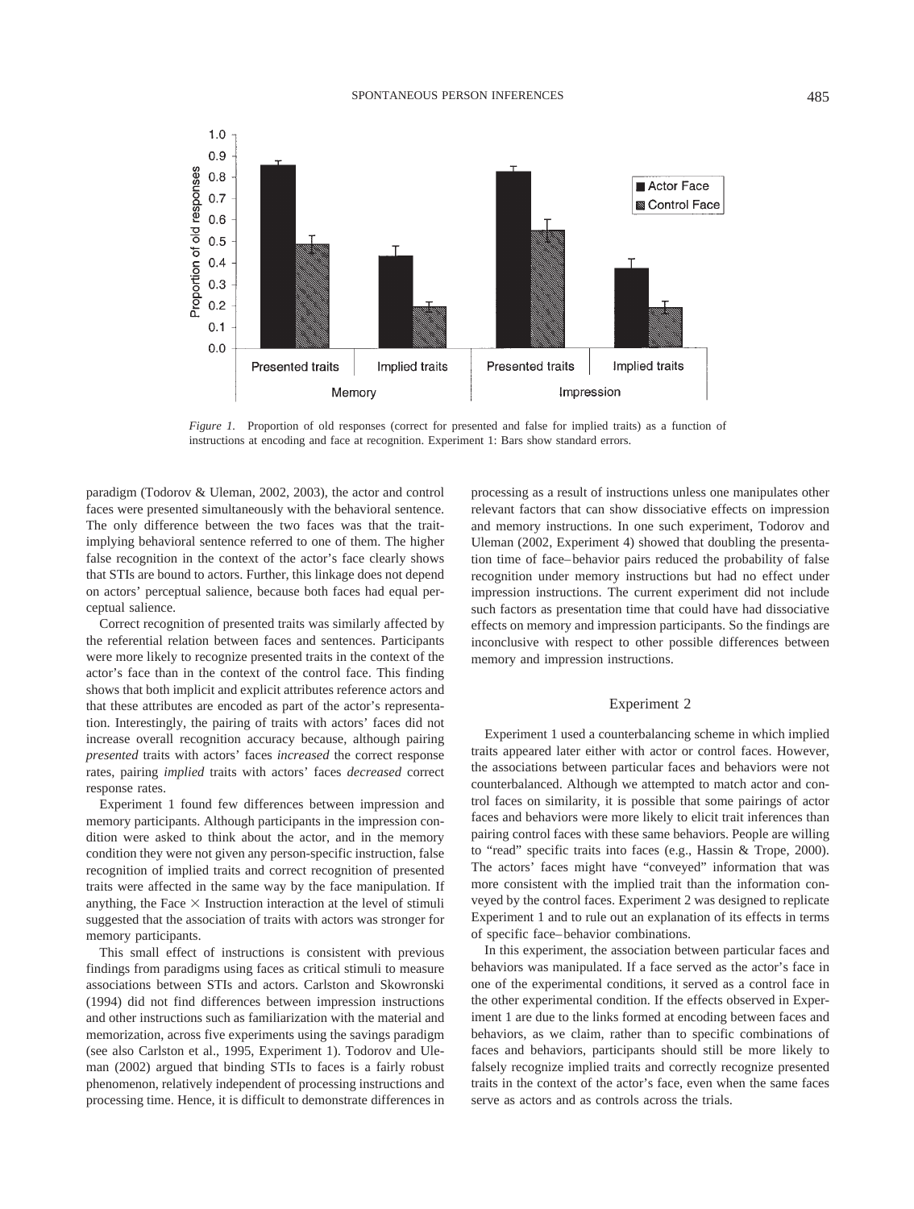*Figure 1.* Proportion of old responses (correct for presented and false for implied traits) as a function of instructions at encoding and face at recognition. Experiment 1: Bars show standard errors.

paradigm (Todorov & Uleman, 2002, 2003), the actor and control faces were presented simultaneously with the behavioral sentence. The only difference between the two faces was that the trait-implying behavioral sentence referred to one of them. The higher false recognition in the context of the actor's face clearly shows that STIs are bound to actors. Further, this linkage does not depend on actors' perceptual salience, because both faces had equal perceptual salience.

Correct recognition of presented traits was similarly affected by the referential relation between faces and sentences. Participants were more likely to recognize presented traits in the context of the actor's face than in the context of the control face. This finding shows that both implicit and explicit attributes reference actors and that these attributes are encoded as part of the actor's representation. Interestingly, the pairing of traits with actors' faces did not increase overall recognition accuracy because, although pairing *presented* traits with actors' faces *increased* the correct response rates, pairing *implied* traits with actors' faces *decreased* correct response rates.

Experiment 1 found few differences between impression and memory participants. Although participants in the impression condition were asked to think about the actor, and in the memory condition they were not given any person-specific instruction, false recognition of implied traits and correct recognition of presented traits were affected in the same way by the face manipulation. If anything, the Face $\times$ Instruction interaction at the level of stimuli suggested that the association of traits with actors was stronger for memory participants.

This small effect of instructions is consistent with previous findings from paradigms using faces as critical stimuli to measure associations between STIs and actors. Carlston and Skowronski (1994) did not find differences between impression instructions and other instructions such as familiarization with the material and memorization, across five experiments using the savings paradigm (see also Carlston et al., 1995, Experiment 1). Todorov and Uleman (2002) argued that binding STIs to faces is a fairly robust phenomenon, relatively independent of processing instructions and processing time. Hence, it is difficult to demonstrate differences in processing as a result of instructions unless one manipulates other relevant factors that can show dissociative effects on impression and memory instructions. In one such experiment, Todorov and Uleman (2002, Experiment 4) showed that doubling the presentation time of face–behavior pairs reduced the probability of false recognition under memory instructions but had no effect under impression instructions. The current experiment did not include such factors as presentation time that could have had dissociative effects on memory and impression participants. So the findings are inconclusive with respect to other possible differences between memory and impression instructions.

## Experiment 2

Experiment 1 used a counterbalancing scheme in which implied traits appeared later either with actor or control faces. However, the associations between particular faces and behaviors were not counterbalanced. Although we attempted to match actor and control faces on similarity, it is possible that some pairings of actor faces and behaviors were more likely to elicit trait inferences than pairing control faces with these same behaviors. People are willing to "read" specific traits into faces (e.g., Hassin & Trope, 2000). The actors' faces might have "conveyed" information that was more consistent with the implied trait than the information conveyed by the control faces. Experiment 2 was designed to replicate Experiment 1 and to rule out an explanation of its effects in terms of specific face–behavior combinations.

In this experiment, the association between particular faces and behaviors was manipulated. If a face served as the actor's face in one of the experimental conditions, it served as a control face in the other experimental condition. If the effects observed in Experiment 1 are due to the links formed at encoding between faces and behaviors, as we claim, rather than to specific combinations of faces and behaviors, participants should still be more likely to falsely recognize implied traits and correctly recognize presented traits in the context of the actor's face, even when the same faces serve as actors and as controls across the trials.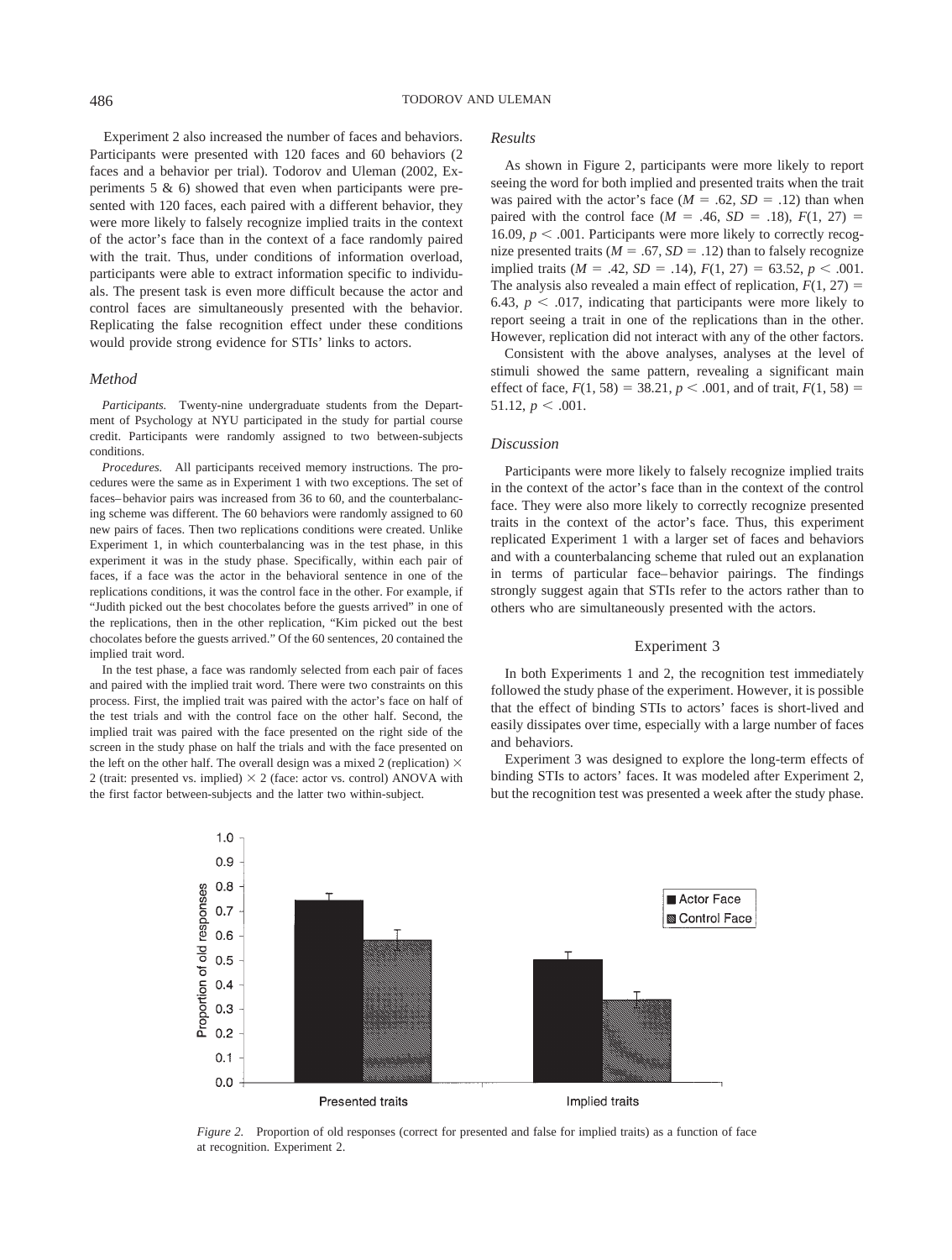Experiment 2 also increased the number of faces and behaviors. Participants were presented with 120 faces and 60 behaviors (2 faces and a behavior per trial). Todorov and Uleman (2002, Experiments 5 & 6) showed that even when participants were presented with 120 faces, each paired with a different behavior, they were more likely to falsely recognize implied traits in the context of the actor's face than in the context of a face randomly paired with the trait. Thus, under conditions of information overload, participants were able to extract information specific to individuals. The present task is even more difficult because the actor and control faces are simultaneously presented with the behavior. Replicating the false recognition effect under these conditions would provide strong evidence for STIs' links to actors.

### Method

*Participants.* Twenty-nine undergraduate students from the Department of Psychology at NYU participated in the study for partial course credit. Participants were randomly assigned to two between-subjects conditions.

*Procedures.* All participants received memory instructions. The procedures were the same as in Experiment 1 with two exceptions. The set of faces–behavior pairs was increased from 36 to 60, and the counterbalancing scheme was different. The 60 behaviors were randomly assigned to 60 new pairs of faces. Then two replications conditions were created. Unlike Experiment 1, in which counterbalancing was in the test phase, in this experiment it was in the study phase. Specifically, within each pair of faces, if a face was the actor in the behavioral sentence in one of the replications conditions, it was the control face in the other. For example, if "Judith picked out the best chocolates before the guests arrived" in one of the replications, then in the other replication, "Kim picked out the best chocolates before the guests arrived." Of the 60 sentences, 20 contained the implied trait word.

In the test phase, a face was randomly selected from each pair of faces and paired with the implied trait word. There were two constraints on this process. First, the implied trait was paired with the actor's face on half of the test trials and with the control face on the other half. Second, the implied trait was paired with the face presented on the right side of the screen in the study phase on half the trials and with the face presented on the left on the other half. The overall design was a mixed 2 (replication) × 2 (trait: presented vs. implied) × 2 (face: actor vs. control) ANOVA with the first factor between-subjects and the latter two within-subject.

### Results

As shown in Figure 2, participants were more likely to report seeing the word for both implied and presented traits when the trait was paired with the actor's face ($M = .62$, $SD = .12$) than when paired with the control face ($M = .46$, $SD = .18$), $F(1, 27) = 16.09$, $p < .001$. Participants were more likely to correctly recognize presented traits ($M = .67$, $SD = .12$) than to falsely recognize implied traits ($M = .42$, $SD = .14$), $F(1, 27) = 63.52$, $p < .001$. The analysis also revealed a main effect of replication, $F(1, 27) = 6.43$, $p < .017$, indicating that participants were more likely to report seeing a trait in one of the replications than in the other. However, replication did not interact with any of the other factors.

Consistent with the above analyses, analyses at the level of stimuli showed the same pattern, revealing a significant main effect of face, $F(1, 58) = 38.21$, $p < .001$, and of trait, $F(1, 58) = 51.12$, $p < .001$.

### Discussion

Participants were more likely to falsely recognize implied traits in the context of the actor's face than in the context of the control face. They were also more likely to correctly recognize presented traits in the context of the actor's face. Thus, this experiment replicated Experiment 1 with a larger set of faces and behaviors and with a counterbalancing scheme that ruled out an explanation in terms of particular face–behavior pairings. The findings strongly suggest again that STIs refer to the actors rather than to others who are simultaneously presented with the actors.

## Experiment 3

In both Experiments 1 and 2, the recognition test immediately followed the study phase of the experiment. However, it is possible that the effect of binding STIs to actors' faces is short-lived and easily dissipates over time, especially with a large number of faces and behaviors.

Experiment 3 was designed to explore the long-term effects of binding STIs to actors' faces. It was modeled after Experiment 2, but the recognition test was presented a week after the study phase.

Proportion of old responses
1.0
0.9
0.8
0.7
0.6
0.5
0.4
0.3
0.2
0.1
0.0
Actor Face
Control Face
Presented traits
Implied traits

*Figure 2.* Proportion of old responses (correct for presented and false for implied traits) as a function of face at recognition. Experiment 2.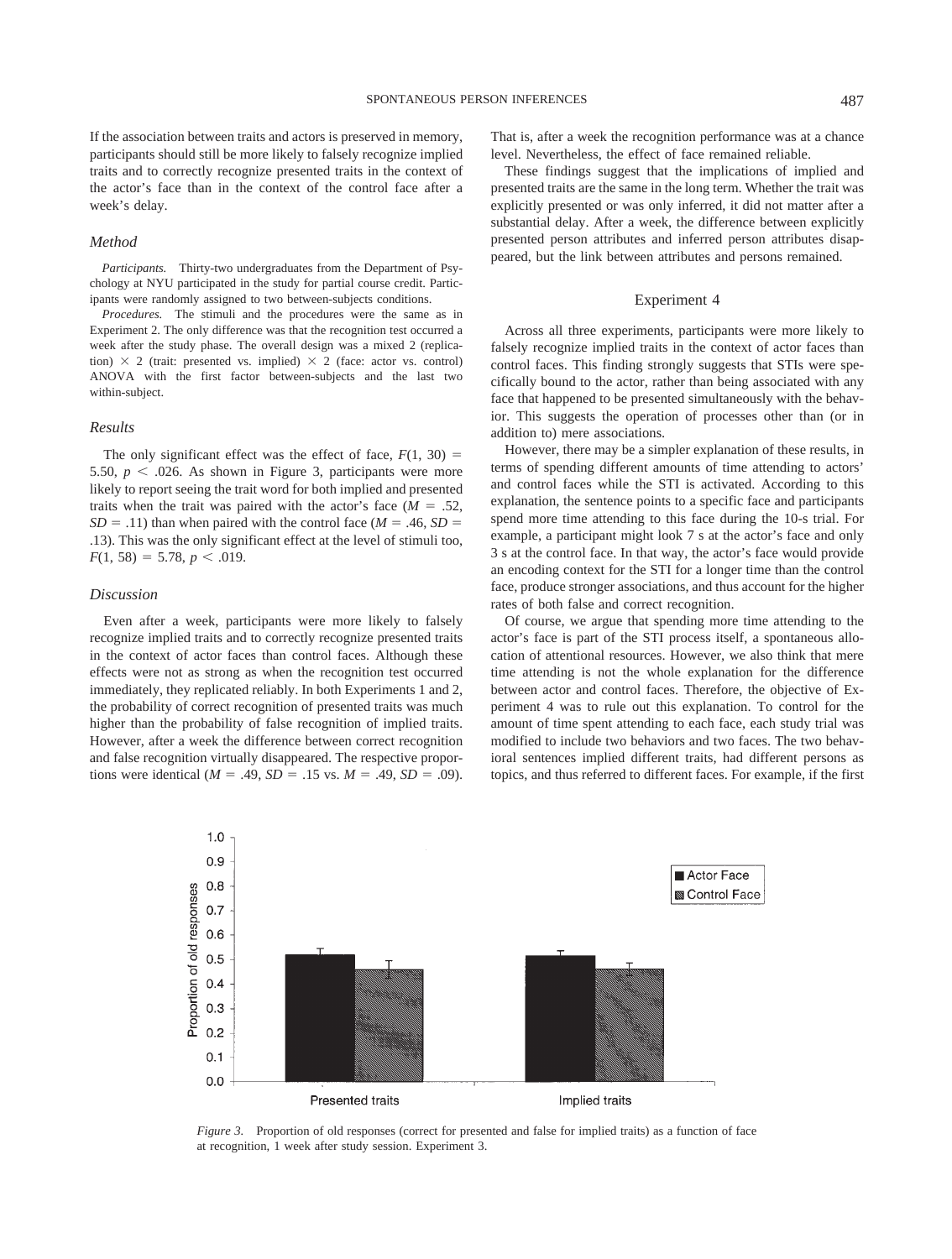If the association between traits and actors is preserved in memory, participants should still be more likely to falsely recognize implied traits and to correctly recognize presented traits in the context of the actor's face than in the context of the control face after a week's delay.

### Method

*Participants.* Thirty-two undergraduates from the Department of Psychology at NYU participated in the study for partial course credit. Participants were randomly assigned to two between-subjects conditions.

*Procedures.* The stimuli and the procedures were the same as in Experiment 2. The only difference was that the recognition test occurred a week after the study phase. The overall design was a mixed 2 (replication) × 2 (trait: presented vs. implied) × 2 (face: actor vs. control) ANOVA with the first factor between-subjects and the last two within-subject.

### Results

The only significant effect was the effect of face, $F(1, 30) = 5.50$, $p < .026$. As shown in Figure 3, participants were more likely to report seeing the trait word for both implied and presented traits when the trait was paired with the actor's face ($M = .52$, $SD = .11$) than when paired with the control face ($M = .46$, $SD = .13$). This was the only significant effect at the level of stimuli too, $F(1, 58) = 5.78$, $p < .019$.

### Discussion

Even after a week, participants were more likely to falsely recognize implied traits and to correctly recognize presented traits in the context of actor faces than control faces. Although these effects were not as strong as when the recognition test occurred immediately, they replicated reliably. In both Experiments 1 and 2, the probability of correct recognition of presented traits was much higher than the probability of false recognition of implied traits. However, after a week the difference between correct recognition and false recognition virtually disappeared. The respective proportions were identical ($M = .49$, $SD = .15$ vs. $M = .49$, $SD = .09$). That is, after a week the recognition performance was at a chance level. Nevertheless, the effect of face remained reliable.

These findings suggest that the implications of implied and presented traits are the same in the long term. Whether the trait was explicitly presented or was only inferred, it did not matter after a substantial delay. After a week, the difference between explicitly presented person attributes and inferred person attributes disappeared, but the link between attributes and persons remained.

## Experiment 4

Across all three experiments, participants were more likely to falsely recognize implied traits in the context of actor faces than control faces. This finding strongly suggests that STIs were specifically bound to the actor, rather than being associated with any face that happened to be presented simultaneously with the behavior. This suggests the operation of processes other than (or in addition to) mere associations.

However, there may be a simpler explanation of these results, in terms of spending different amounts of time attending to actors' and control faces while the STI is activated. According to this explanation, the sentence points to a specific face and participants spend more time attending to this face during the 10-s trial. For example, a participant might look 7 s at the actor's face and only 3 s at the control face. In that way, the actor's face would provide an encoding context for the STI for a longer time than the control face, produce stronger associations, and thus account for the higher rates of both false and correct recognition.

Of course, we argue that spending more time attending to the actor's face is part of the STI process itself, a spontaneous allocation of attentional resources. However, we also think that mere time attending is not the whole explanation for the difference between actor and control faces. Therefore, the objective of Experiment 4 was to rule out this explanation. To control for the amount of time spent attending to each face, each study trial was modified to include two behaviors and two faces. The two behavioral sentences implied different traits, had different persons as topics, and thus referred to different faces. For example, if the first

Proportion of old responses
1.0
0.9
0.8
0.7
0.6
0.5
0.4
0.3
0.2
0.1
0.0
Actor Face
Control Face
Presented traits
Implied traits

*Figure 3.* Proportion of old responses (correct for presented and false for implied traits) as a function of face at recognition, 1 week after study session. Experiment 3.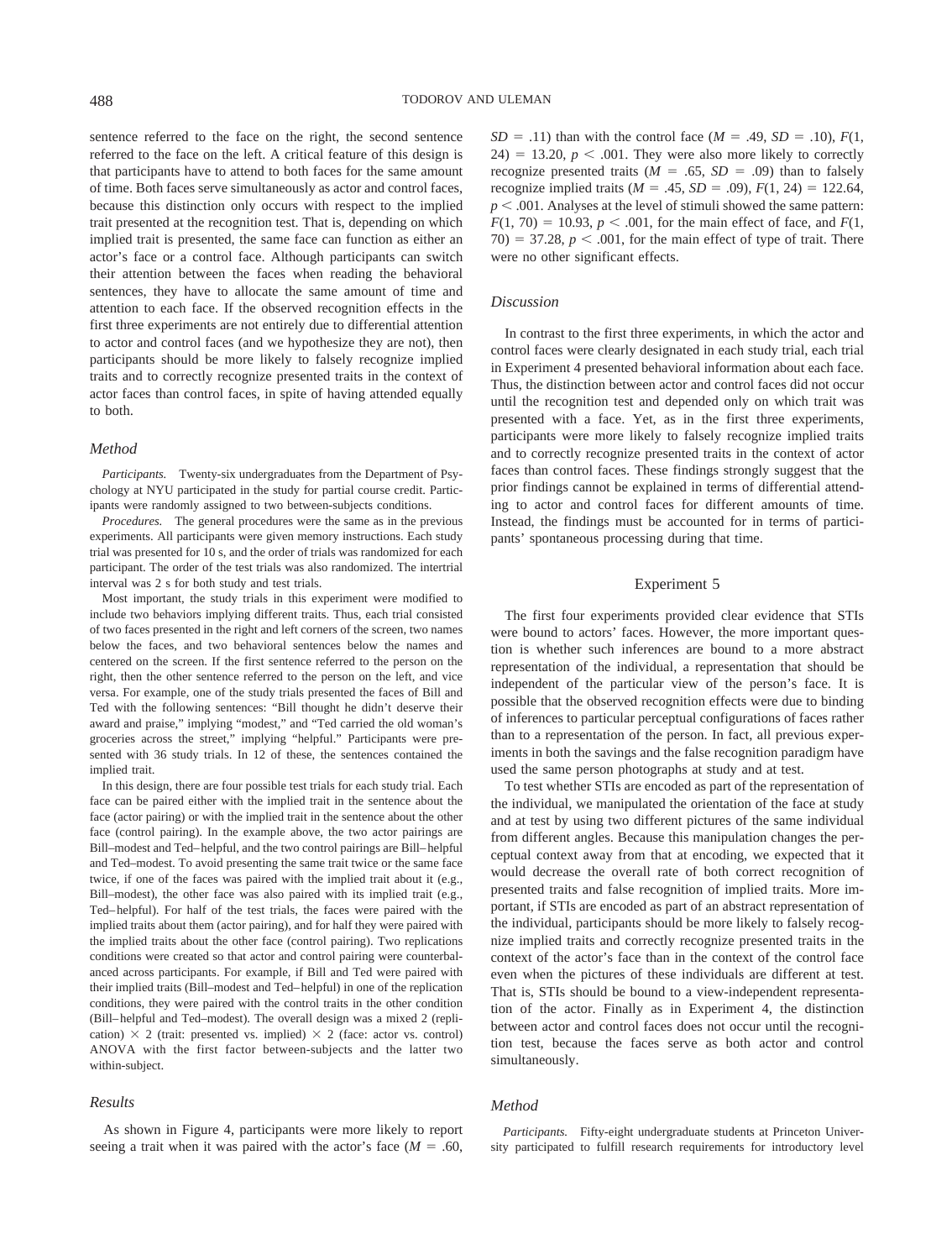sentence referred to the face on the right, the second sentence referred to the face on the left. A critical feature of this design is that participants have to attend to both faces for the same amount of time. Both faces serve simultaneously as actor and control faces, because this distinction only occurs with respect to the implied trait presented at the recognition test. That is, depending on which implied trait is presented, the same face can function as either an actor's face or a control face. Although participants can switch their attention between the faces when reading the behavioral sentences, they have to allocate the same amount of time and attention to each face. If the observed recognition effects in the first three experiments are not entirely due to differential attention to actor and control faces (and we hypothesize they are not), then participants should be more likely to falsely recognize implied traits and to correctly recognize presented traits in the context of actor faces than control faces, in spite of having attended equally to both.

### Method

*Participants.* Twenty-six undergraduates from the Department of Psychology at NYU participated in the study for partial course credit. Participants were randomly assigned to two between-subjects conditions.

*Procedures.* The general procedures were the same as in the previous experiments. All participants were given memory instructions. Each study trial was presented for 10 s, and the order of trials was randomized for each participant. The order of the test trials was also randomized. The intertrial interval was 2 s for both study and test trials.

Most important, the study trials in this experiment were modified to include two behaviors implying different traits. Thus, each trial consisted of two faces presented in the right and left corners of the screen, two names below the faces, and two behavioral sentences below the names and centered on the screen. If the first sentence referred to the person on the right, then the other sentence referred to the person on the left, and vice versa. For example, one of the study trials presented the faces of Bill and Ted with the following sentences: "Bill thought he didn't deserve their award and praise," implying "modest," and "Ted carried the old woman's groceries across the street," implying "helpful." Participants were presented with 36 study trials. In 12 of these, the sentences contained the implied trait.

In this design, there are four possible test trials for each study trial. Each face can be paired either with the implied trait in the sentence about the face (actor pairing) or with the implied trait in the sentence about the other face (control pairing). In the example above, the two actor pairings are Bill–modest and Ted–helpful, and the two control pairings are Bill–helpful and Ted–modest. To avoid presenting the same trait twice or the same face twice, if one of the faces was paired with the implied trait about it (e.g., Bill–modest), the other face was also paired with its implied trait (e.g., Ted–helpful). For half of the test trials, the faces were paired with the implied traits about them (actor pairing), and for half they were paired with the implied traits about the other face (control pairing). Two replications conditions were created so that actor and control pairing were counterbalanced across participants. For example, if Bill and Ted were paired with their implied traits (Bill–modest and Ted–helpful) in one of the replication conditions, they were paired with the control traits in the other condition (Bill–helpful and Ted–modest). The overall design was a mixed 2 (replication) × 2 (trait: presented vs. implied) × 2 (face: actor vs. control) ANOVA with the first factor between-subjects and the latter two within-subject.

### Results

As shown in Figure 4, participants were more likely to report seeing a trait when it was paired with the actor's face ($M$ = .60, $SD$ = .11) than with the control face ($M$ = .49, $SD$ = .10), $F(1, 24) = 13.20$, $p < .001$. They were also more likely to correctly recognize presented traits ($M$ = .65, $SD$ = .09) than to falsely recognize implied traits ($M$ = .45, $SD$ = .09), $F(1, 24) = 122.64$, $p < .001$. Analyses at the level of stimuli showed the same pattern: $F(1, 70) = 10.93$, $p < .001$, for the main effect of face, and $F(1, 70) = 37.28$, $p < .001$, for the main effect of type of trait. There were no other significant effects.

### Discussion

In contrast to the first three experiments, in which the actor and control faces were clearly designated in each study trial, each trial in Experiment 4 presented behavioral information about each face. Thus, the distinction between actor and control faces did not occur until the recognition test and depended only on which trait was presented with a face. Yet, as in the first three experiments, participants were more likely to falsely recognize implied traits and to correctly recognize presented traits in the context of actor faces than control faces. These findings strongly suggest that the prior findings cannot be explained in terms of differential attending to actor and control faces for different amounts of time. Instead, the findings must be accounted for in terms of participants' spontaneous processing during that time.

## Experiment 5

The first four experiments provided clear evidence that STIs were bound to actors' faces. However, the more important question is whether such inferences are bound to a more abstract representation of the individual, a representation that should be independent of the particular view of the person's face. It is possible that the observed recognition effects were due to binding of inferences to particular perceptual configurations of faces rather than to a representation of the person. In fact, all previous experiments in both the savings and the false recognition paradigm have used the same person photographs at study and at test.

To test whether STIs are encoded as part of the representation of the individual, we manipulated the orientation of the face at study and at test by using two different pictures of the same individual from different angles. Because this manipulation changes the perceptual context away from that at encoding, we expected that it would decrease the overall rate of both correct recognition of presented traits and false recognition of implied traits. More important, if STIs are encoded as part of an abstract representation of the individual, participants should be more likely to falsely recognize implied traits and correctly recognize presented traits in the context of the actor's face than in the context of the control face even when the pictures of these individuals are different at test. That is, STIs should be bound to a view-independent representation of the actor. Finally as in Experiment 4, the distinction between actor and control faces does not occur until the recognition test, because the faces serve as both actor and control simultaneously.

### Method

*Participants.* Fifty-eight undergraduate students at Princeton University participated to fulfill research requirements for introductory level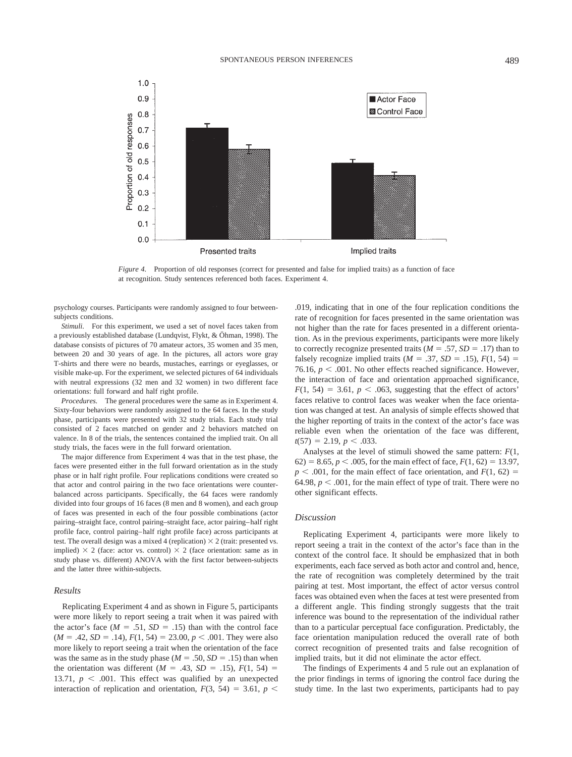*Figure 4.* Proportion of old responses (correct for presented and false for implied traits) as a function of face at recognition. Study sentences referenced both faces. Experiment 4.

psychology courses. Participants were randomly assigned to four between-subjects conditions.

*Stimuli.* For this experiment, we used a set of novel faces taken from a previously established database (Lundqvist, Flykt, & Öhman, 1998). The database consists of pictures of 70 amateur actors, 35 women and 35 men, between 20 and 30 years of age. In the pictures, all actors wore gray T-shirts and there were no beards, mustaches, earrings or eyeglasses, or visible make-up. For the experiment, we selected pictures of 64 individuals with neutral expressions (32 men and 32 women) in two different face orientations: full forward and half right profile.

*Procedures.* The general procedures were the same as in Experiment 4. Sixty-four behaviors were randomly assigned to the 64 faces. In the study phase, participants were presented with 32 study trials. Each study trial consisted of 2 faces matched on gender and 2 behaviors matched on valence. In 8 of the trials, the sentences contained the implied trait. On all study trials, the faces were in the full forward orientation.

The major difference from Experiment 4 was that in the test phase, the faces were presented either in the full forward orientation as in the study phase or in half right profile. Four replications conditions were created so that actor and control pairing in the two face orientations were counterbalanced across participants. Specifically, the 64 faces were randomly divided into four groups of 16 faces (8 men and 8 women), and each group of faces was presented in each of the four possible combinations (actor pairing–straight face, control pairing–straight face, actor pairing–half right profile face, control pairing–half right profile face) across participants at test. The overall design was a mixed 4 (replication) $\times$ 2 (trait: presented vs. implied) $\times$ 2 (face: actor vs. control) $\times$ 2 (face orientation: same as in study phase vs. different) ANOVA with the first factor between-subjects and the latter three within-subjects.

## Results

Replicating Experiment 4 and as shown in Figure 5, participants were more likely to report seeing a trait when it was paired with the actor's face ($M = .51$, $SD = .15$) than with the control face ($M = .42$, $SD = .14$), $F(1, 54) = 23.00$, $p < .001$. They were also more likely to report seeing a trait when the orientation of the face was the same as in the study phase ($M = .50$, $SD = .15$) than when the orientation was different ($M = .43$, $SD = .15$), $F(1, 54) = 13.71$, $p < .001$. This effect was qualified by an unexpected interaction of replication and orientation, $F(3, 54) = 3.61$, $p < .019$, indicating that in one of the four replication conditions the rate of recognition for faces presented in the same orientation was not higher than the rate for faces presented in a different orientation. As in the previous experiments, participants were more likely to correctly recognize presented traits ($M = .57$, $SD = .17$) than to falsely recognize implied traits ($M = .37$, $SD = .15$), $F(1, 54) = 76.16$, $p < .001$. No other effects reached significance. However, the interaction of face and orientation approached significance, $F(1, 54) = 3.61$, $p < .063$, suggesting that the effect of actors' faces relative to control faces was weaker when the face orientation was changed at test. An analysis of simple effects showed that the higher reporting of traits in the context of the actor's face was reliable even when the orientation of the face was different, $t(57) = 2.19$, $p < .033$.

Analyses at the level of stimuli showed the same pattern: $F(1, 62) = 8.65$, $p < .005$, for the main effect of face, $F(1, 62) = 13.97$, $p < .001$, for the main effect of face orientation, and $F(1, 62) = 64.98$, $p < .001$, for the main effect of type of trait. There were no other significant effects.

## Discussion

Replicating Experiment 4, participants were more likely to report seeing a trait in the context of the actor's face than in the context of the control face. It should be emphasized that in both experiments, each face served as both actor and control and, hence, the rate of recognition was completely determined by the trait pairing at test. Most important, the effect of actor versus control faces was obtained even when the faces at test were presented from a different angle. This finding strongly suggests that the trait inference was bound to the representation of the individual rather than to a particular perceptual face configuration. Predictably, the face orientation manipulation reduced the overall rate of both correct recognition of presented traits and false recognition of implied traits, but it did not eliminate the actor effect.

The findings of Experiments 4 and 5 rule out an explanation of the prior findings in terms of ignoring the control face during the study time. In the last two experiments, participants had to pay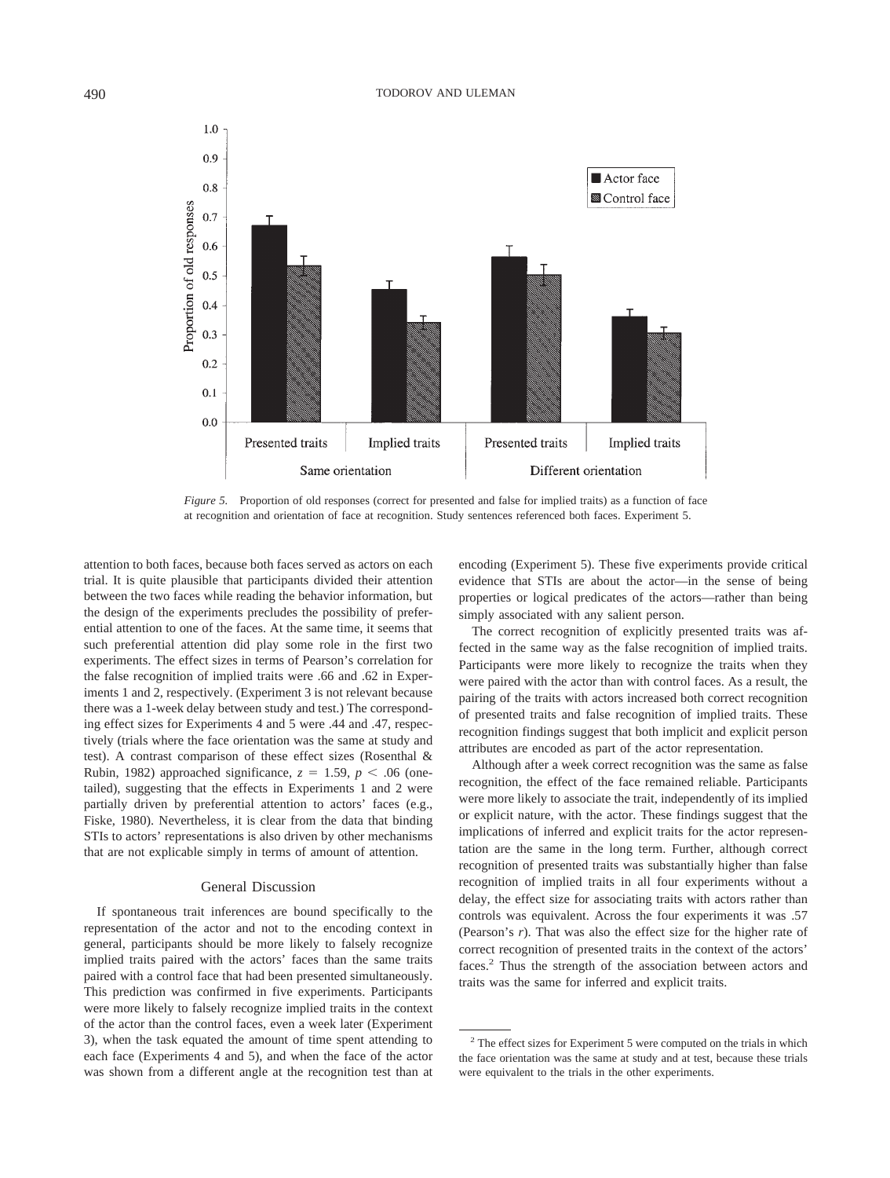1.0
0.9
0.8
0.7
0.6
0.5
0.4
0.3
0.2
0.1
0.0

Proportion of old responses

Actor face
Control face

Presented traits
Implied traits
Presented traits
Implied traits

Same orientation
Different orientation

*Figure 5.* Proportion of old responses (correct for presented and false for implied traits) as a function of face at recognition and orientation of face at recognition. Study sentences referenced both faces. Experiment 5.

attention to both faces, because both faces served as actors on each trial. It is quite plausible that participants divided their attention between the two faces while reading the behavior information, but the design of the experiments precludes the possibility of preferential attention to one of the faces. At the same time, it seems that such preferential attention did play some role in the first two experiments. The effect sizes in terms of Pearson's correlation for the false recognition of implied traits were .66 and .62 in Experiments 1 and 2, respectively. (Experiment 3 is not relevant because there was a 1-week delay between study and test.) The corresponding effect sizes for Experiments 4 and 5 were .44 and .47, respectively (trials where the face orientation was the same at study and test). A contrast comparison of these effect sizes (Rosenthal & Rubin, 1982) approached significance, $z = 1.59$, $p < .06$ (one-tailed), suggesting that the effects in Experiments 1 and 2 were partially driven by preferential attention to actors' faces (e.g., Fiske, 1980). Nevertheless, it is clear from the data that binding STIs to actors' representations is also driven by other mechanisms that are not explicable simply in terms of amount of attention.

## General Discussion

If spontaneous trait inferences are bound specifically to the representation of the actor and not to the encoding context in general, participants should be more likely to falsely recognize implied traits paired with the actors' faces than the same traits paired with a control face that had been presented simultaneously. This prediction was confirmed in five experiments. Participants were more likely to falsely recognize implied traits in the context of the actor than the control faces, even a week later (Experiment 3), when the task equated the amount of time spent attending to each face (Experiments 4 and 5), and when the face of the actor was shown from a different angle at the recognition test than at encoding (Experiment 5). These five experiments provide critical evidence that STIs are about the actor—in the sense of being properties or logical predicates of the actors—rather than being simply associated with any salient person.

The correct recognition of explicitly presented traits was affected in the same way as the false recognition of implied traits. Participants were more likely to recognize the traits when they were paired with the actor than with control faces. As a result, the pairing of the traits with actors increased both correct recognition of presented traits and false recognition of implied traits. These recognition findings suggest that both implicit and explicit person attributes are encoded as part of the actor representation.

Although after a week correct recognition was the same as false recognition, the effect of the face remained reliable. Participants were more likely to associate the trait, independently of its implied or explicit nature, with the actor. These findings suggest that the implications of inferred and explicit traits for the actor representation are the same in the long term. Further, although correct recognition of presented traits was substantially higher than false recognition of implied traits in all four experiments without a delay, the effect size for associating traits with actors rather than controls was equivalent. Across the four experiments it was .57 (Pearson's *r*). That was also the effect size for the higher rate of correct recognition of presented traits in the context of the actors' faces.[2] Thus the strength of the association between actors and traits was the same for inferred and explicit traits.

[2] The effect sizes for Experiment 5 were computed on the trials in which the face orientation was the same at study and at test, because these trials were equivalent to the trials in the other experiments.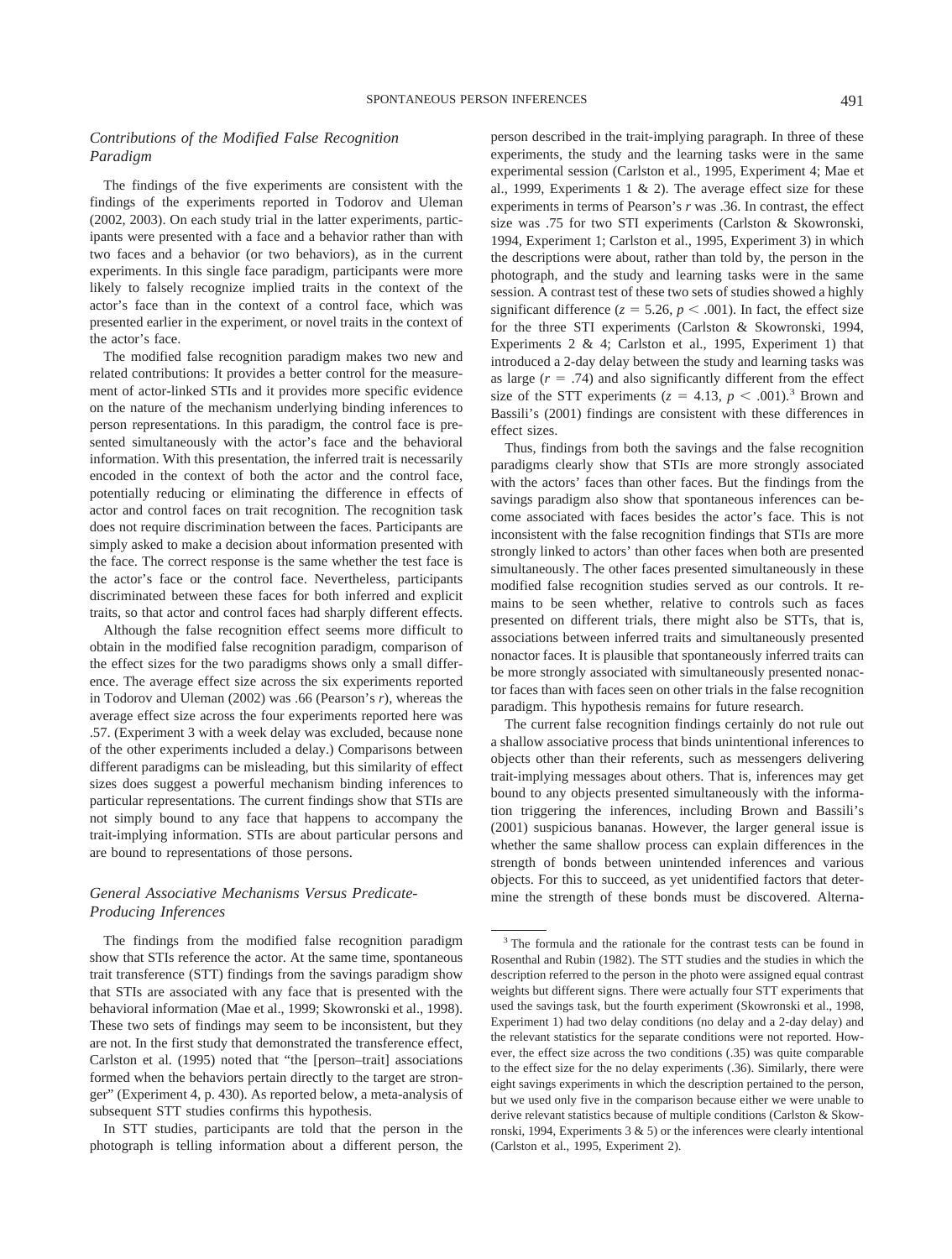### *Contributions of the Modified False Recognition Paradigm*

The findings of the five experiments are consistent with the findings of the experiments reported in Todorov and Uleman (2002, 2003). On each study trial in the latter experiments, participants were presented with a face and a behavior rather than with two faces and a behavior (or two behaviors), as in the current experiments. In this single face paradigm, participants were more likely to falsely recognize implied traits in the context of the actor's face than in the context of a control face, which was presented earlier in the experiment, or novel traits in the context of the actor's face.

The modified false recognition paradigm makes two new and related contributions: It provides a better control for the measurement of actor-linked STIs and it provides more specific evidence on the nature of the mechanism underlying binding inferences to person representations. In this paradigm, the control face is presented simultaneously with the actor's face and the behavioral information. With this presentation, the inferred trait is necessarily encoded in the context of both the actor and the control face, potentially reducing or eliminating the difference in effects of actor and control faces on trait recognition. The recognition task does not require discrimination between the faces. Participants are simply asked to make a decision about information presented with the face. The correct response is the same whether the test face is the actor's face or the control face. Nevertheless, participants discriminated between these faces for both inferred and explicit traits, so that actor and control faces had sharply different effects.

Although the false recognition effect seems more difficult to obtain in the modified false recognition paradigm, comparison of the effect sizes for the two paradigms shows only a small difference. The average effect size across the six experiments reported in Todorov and Uleman (2002) was .66 (Pearson's *r*), whereas the average effect size across the four experiments reported here was .57. (Experiment 3 with a week delay was excluded, because none of the other experiments included a delay.) Comparisons between different paradigms can be misleading, but this similarity of effect sizes does suggest a powerful mechanism binding inferences to particular representations. The current findings show that STIs are not simply bound to any face that happens to accompany the trait-implying information. STIs are about particular persons and are bound to representations of those persons.

### *General Associative Mechanisms Versus Predicate-Producing Inferences*

The findings from the modified false recognition paradigm show that STIs reference the actor. At the same time, spontaneous trait transference (STT) findings from the savings paradigm show that STIs are associated with any face that is presented with the behavioral information (Mae et al., 1999; Skowronski et al., 1998). These two sets of findings may seem to be inconsistent, but they are not. In the first study that demonstrated the transference effect, Carlston et al. (1995) noted that "the [person–trait] associations formed when the behaviors pertain directly to the target are stronger" (Experiment 4, p. 430). As reported below, a meta-analysis of subsequent STT studies confirms this hypothesis.

In STT studies, participants are told that the person in the photograph is telling information about a different person, the person described in the trait-implying paragraph. In three of these experiments, the study and the learning tasks were in the same experimental session (Carlston et al., 1995, Experiment 4; Mae et al., 1999, Experiments 1 & 2). The average effect size for these experiments in terms of Pearson's *r* was .36. In contrast, the effect size was .75 for two STI experiments (Carlston & Skowronski, 1994, Experiment 1; Carlston et al., 1995, Experiment 3) in which the descriptions were about, rather than told by, the person in the photograph, and the study and learning tasks were in the same session. A contrast test of these two sets of studies showed a highly significant difference ($z = 5.26$, $p < .001$). In fact, the effect size for the three STI experiments (Carlston & Skowronski, 1994, Experiments 2 & 4; Carlston et al., 1995, Experiment 1) that introduced a 2-day delay between the study and learning tasks was as large ($r = .74$) and also significantly different from the effect size of the STT experiments ($z = 4.13$, $p < .001$).[3] Brown and Bassili's (2001) findings are consistent with these differences in effect sizes.

Thus, findings from both the savings and the false recognition paradigms clearly show that STIs are more strongly associated with the actors' faces than other faces. But the findings from the savings paradigm also show that spontaneous inferences can become associated with faces besides the actor's face. This is not inconsistent with the false recognition findings that STIs are more strongly linked to actors' than other faces when both are presented simultaneously. The other faces presented simultaneously in these modified false recognition studies served as our controls. It remains to be seen whether, relative to controls such as faces presented on different trials, there might also be STTs, that is, associations between inferred traits and simultaneously presented nonactor faces. It is plausible that spontaneously inferred traits can be more strongly associated with simultaneously presented nonactor faces than with faces seen on other trials in the false recognition paradigm. This hypothesis remains for future research.

The current false recognition findings certainly do not rule out a shallow associative process that binds unintentional inferences to objects other than their referents, such as messengers delivering trait-implying messages about others. That is, inferences may get bound to any objects presented simultaneously with the information triggering the inferences, including Brown and Bassili's (2001) suspicious bananas. However, the larger general issue is whether the same shallow process can explain differences in the strength of bonds between unintended inferences and various objects. For this to succeed, as yet unidentified factors that determine the strength of these bonds must be discovered. Alterna-

---

[3] The formula and the rationale for the contrast tests can be found in Rosenthal and Rubin (1982). The STT studies and the studies in which the description referred to the person in the photo were assigned equal contrast weights but different signs. There were actually four STT experiments that used the savings task, but the fourth experiment (Skowronski et al., 1998, Experiment 1) had two delay conditions (no delay and a 2-day delay) and the relevant statistics for the separate conditions were not reported. However, the effect size across the two conditions (.35) was quite comparable to the effect size for the no delay experiments (.36). Similarly, there were eight savings experiments in which the description pertained to the person, but we used only five in the comparison because either we were unable to derive relevant statistics because of multiple conditions (Carlston & Skowronski, 1994, Experiments 3 & 5) or the inferences were clearly intentional (Carlston et al., 1995, Experiment 2).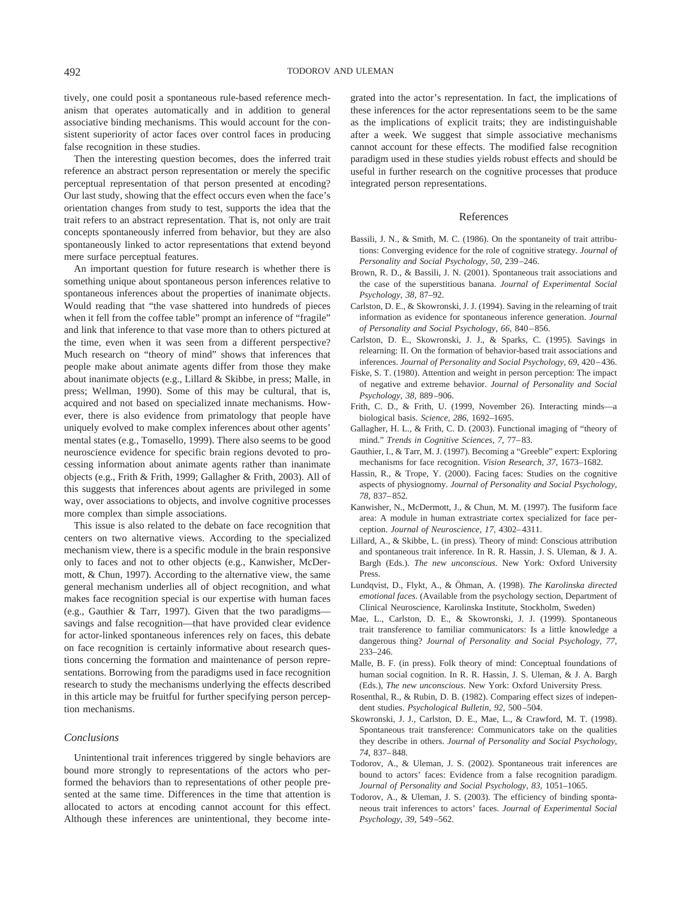tively, one could posit a spontaneous rule-based reference mechanism that operates automatically and in addition to general associative binding mechanisms. This would account for the consistent superiority of actor faces over control faces in producing false recognition in these studies.

Then the interesting question becomes, does the inferred trait reference an abstract person representation or merely the specific perceptual representation of that person presented at encoding? Our last study, showing that the effect occurs even when the face's orientation changes from study to test, supports the idea that the trait refers to an abstract representation. That is, not only are trait concepts spontaneously inferred from behavior, but they are also spontaneously linked to actor representations that extend beyond mere surface perceptual features.

An important question for future research is whether there is something unique about spontaneous person inferences relative to spontaneous inferences about the properties of inanimate objects. Would reading that "the vase shattered into hundreds of pieces when it fell from the coffee table" prompt an inference of "fragile" and link that inference to that vase more than to others pictured at the time, even when it was seen from a different perspective? Much research on "theory of mind" shows that inferences that people make about animate agents differ from those they make about inanimate objects (e.g., Lillard & Skibbe, in press; Malle, in press; Wellman, 1990). Some of this may be cultural, that is, acquired and not based on specialized innate mechanisms. However, there is also evidence from primatology that people have uniquely evolved to make complex inferences about other agents' mental states (e.g., Tomasello, 1999). There also seems to be good neuroscience evidence for specific brain regions devoted to processing information about animate agents rather than inanimate objects (e.g., Frith & Frith, 1999; Gallagher & Frith, 2003). All of this suggests that inferences about agents are privileged in some way, over associations to objects, and involve cognitive processes more complex than simple associations.

This issue is also related to the debate on face recognition that centers on two alternative views. According to the specialized mechanism view, there is a specific module in the brain responsive only to faces and not to other objects (e.g., Kanwisher, McDermott, & Chun, 1997). According to the alternative view, the same general mechanism underlies all of object recognition, and what makes face recognition special is our expertise with human faces (e.g., Gauthier & Tarr, 1997). Given that the two paradigms—savings and false recognition—that have provided clear evidence for actor-linked spontaneous inferences rely on faces, this debate on face recognition is certainly informative about research questions concerning the formation and maintenance of person representations. Borrowing from the paradigms used in face recognition research to study the mechanisms underlying the effects described in this article may be fruitful for further specifying person perception mechanisms.

### Conclusions

Unintentional trait inferences triggered by single behaviors are bound more strongly to representations of the actors who performed the behaviors than to representations of other people presented at the same time. Differences in the time that attention is allocated to actors at encoding cannot account for this effect. Although these inferences are unintentional, they become integrated into the actor's representation. In fact, the implications of these inferences for the actor representations seem to be the same as the implications of explicit traits; they are indistinguishable after a week. We suggest that simple associative mechanisms cannot account for these effects. The modified false recognition paradigm used in these studies yields robust effects and should be useful in further research on the cognitive processes that produce integrated person representations.

## References

Bassili, J. N., & Smith, M. C. (1986). On the spontaneity of trait attributions: Converging evidence for the role of cognitive strategy. *Journal of Personality and Social Psychology, 50,* 239–246.

Brown, R. D., & Bassili, J. N. (2001). Spontaneous trait associations and the case of the superstitious banana. *Journal of Experimental Social Psychology, 38,* 87–92.

Carlston, D. E., & Skowronski, J. J. (1994). Saving in the relearning of trait information as evidence for spontaneous inference generation. *Journal of Personality and Social Psychology, 66,* 840–856.

Carlston, D. E., Skowronski, J. J., & Sparks, C. (1995). Savings in relearning: II. On the formation of behavior-based trait associations and inferences. *Journal of Personality and Social Psychology, 69,* 420–436.

Fiske, S. T. (1980). Attention and weight in person perception: The impact of negative and extreme behavior. *Journal of Personality and Social Psychology, 38,* 889–906.

Frith, C. D., & Frith, U. (1999, November 26). Interacting minds—a biological basis. *Science, 286,* 1692–1695.

Gallagher, H. L., & Frith, C. D. (2003). Functional imaging of "theory of mind." *Trends in Cognitive Sciences, 7,* 77–83.

Gauthier, I., & Tarr, M. J. (1997). Becoming a "Greeble" expert: Exploring mechanisms for face recognition. *Vision Research, 37,* 1673–1682.

Hassin, R., & Trope, Y. (2000). Facing faces: Studies on the cognitive aspects of physiognomy. *Journal of Personality and Social Psychology, 78,* 837–852.

Kanwisher, N., McDermott, J., & Chun, M. M. (1997). The fusiform face area: A module in human extrastriate cortex specialized for face perception. *Journal of Neuroscience, 17,* 4302–4311.

Lillard, A., & Skibbe, L. (in press). Theory of mind: Conscious attribution and spontaneous trait inference. In R. R. Hassin, J. S. Uleman, & J. A. Bargh (Eds.). *The new unconscious*. New York: Oxford University Press.

Lundqvist, D., Flykt, A., & Öhman, A. (1998). *The Karolinska directed emotional faces*. (Available from the psychology section, Department of Clinical Neuroscience, Karolinska Institute, Stockholm, Sweden)

Mae, L., Carlston, D. E., & Skowronski, J. J. (1999). Spontaneous trait transference to familiar communicators: Is a little knowledge a dangerous thing? *Journal of Personality and Social Psychology, 77,* 233–246.

Malle, B. F. (in press). Folk theory of mind: Conceptual foundations of human social cognition. In R. R. Hassin, J. S. Uleman, & J. A. Bargh (Eds.), *The new unconscious*. New York: Oxford University Press.

Rosenthal, R., & Rubin, D. B. (1982). Comparing effect sizes of independent studies. *Psychological Bulletin, 92,* 500–504.

Skowronski, J. J., Carlston, D. E., Mae, L., & Crawford, M. T. (1998). Spontaneous trait transference: Communicators take on the qualities they describe in others. *Journal of Personality and Social Psychology, 74,* 837–848.

Todorov, A., & Uleman, J. S. (2002). Spontaneous trait inferences are bound to actors' faces: Evidence from a false recognition paradigm. *Journal of Personality and Social Psychology, 83,* 1051–1065.

Todorov, A., & Uleman, J. S. (2003). The efficiency of binding spontaneous trait inferences to actors' faces. *Journal of Experimental Social Psychology, 39,* 549–562.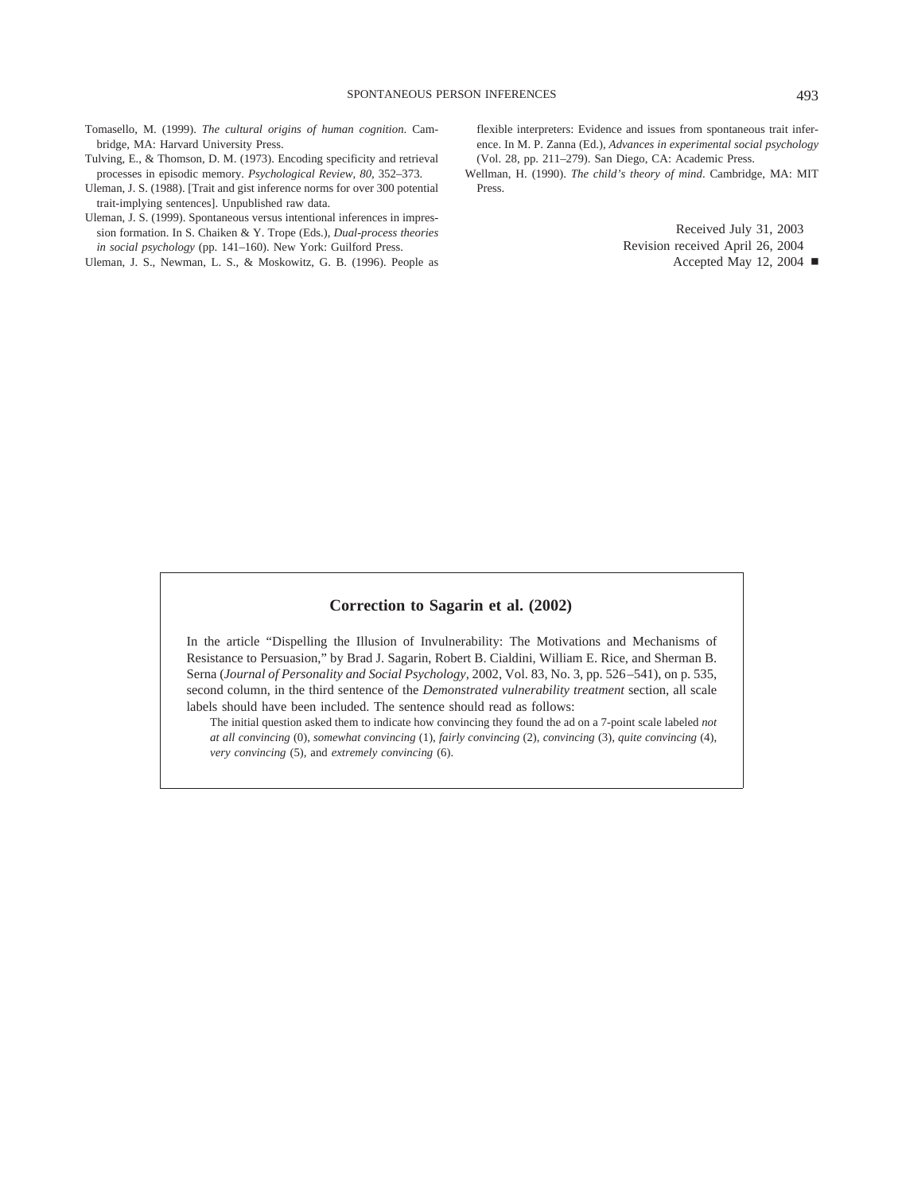Tomasello, M. (1999). *The cultural origins of human cognition*. Cambridge, MA: Harvard University Press.

Tulving, E., & Thomson, D. M. (1973). Encoding specificity and retrieval processes in episodic memory. *Psychological Review, 80,* 352–373.

Uleman, J. S. (1988). [Trait and gist inference norms for over 300 potential trait-implying sentences]. Unpublished raw data.

Uleman, J. S. (1999). Spontaneous versus intentional inferences in impression formation. In S. Chaiken & Y. Trope (Eds.), *Dual-process theories in social psychology* (pp. 141–160). New York: Guilford Press.

Uleman, J. S., Newman, L. S., & Moskowitz, G. B. (1996). People as flexible interpreters: Evidence and issues from spontaneous trait inference. In M. P. Zanna (Ed.), *Advances in experimental social psychology* (Vol. 28, pp. 211–279). San Diego, CA: Academic Press.

Wellman, H. (1990). *The child's theory of mind*. Cambridge, MA: MIT Press.

Received July 31, 2003
Revision received April 26, 2004
Accepted May 12, 2004 ■

## Correction to Sagarin et al. (2002)

In the article "Dispelling the Illusion of Invulnerability: The Motivations and Mechanisms of Resistance to Persuasion," by Brad J. Sagarin, Robert B. Cialdini, William E. Rice, and Sherman B. Serna (*Journal of Personality and Social Psychology*, 2002, Vol. 83, No. 3, pp. 526–541), on p. 535, second column, in the third sentence of the *Demonstrated vulnerability treatment* section, all scale labels should have been included. The sentence should read as follows:

> The initial question asked them to indicate how convincing they found the ad on a 7-point scale labeled *not at all convincing* (0), *somewhat convincing* (1), *fairly convincing* (2), *convincing* (3), *quite convincing* (4), *very convincing* (5), and *extremely convincing* (6).